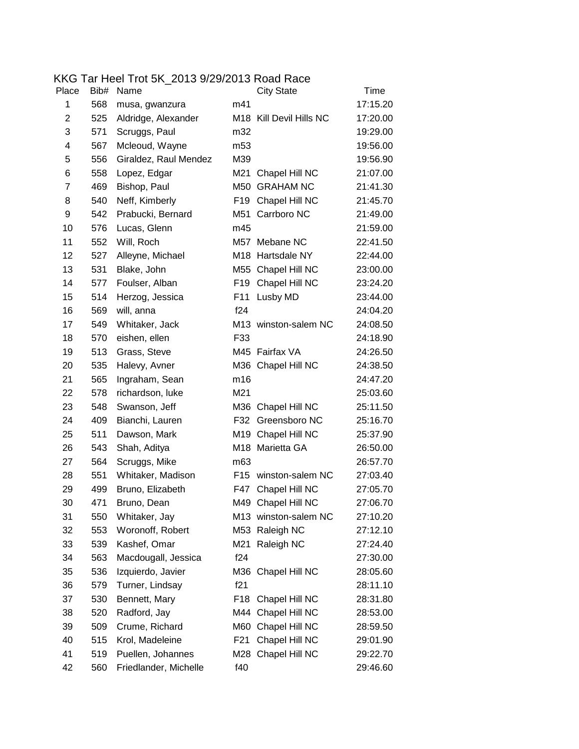# KKG Tar Heel Trot 5K_2013 9/29/2013 Road Race

| Place | Bib# | Name | | City State | Time |
|---|---|---|---|---|---|
| 1 | 568 | musa, gwanzura | m41 | | 17:15.20 |
| 2 | 525 | Aldridge, Alexander | M18 | Kill Devil Hills NC | 17:20.00 |
| 3 | 571 | Scruggs, Paul | m32 | | 19:29.00 |
| 4 | 567 | Mcleoud, Wayne | m53 | | 19:56.00 |
| 5 | 556 | Giraldez, Raul Mendez | M39 | | 19:56.90 |
| 6 | 558 | Lopez, Edgar | M21 | Chapel Hill NC | 21:07.00 |
| 7 | 469 | Bishop, Paul | M50 | GRAHAM NC | 21:41.30 |
| 8 | 540 | Neff, Kimberly | F19 | Chapel Hill NC | 21:45.70 |
| 9 | 542 | Prabucki, Bernard | M51 | Carrboro NC | 21:49.00 |
| 10 | 576 | Lucas, Glenn | m45 | | 21:59.00 |
| 11 | 552 | Will, Roch | M57 | Mebane NC | 22:41.50 |
| 12 | 527 | Alleyne, Michael | M18 | Hartsdale NY | 22:44.00 |
| 13 | 531 | Blake, John | M55 | Chapel Hill NC | 23:00.00 |
| 14 | 577 | Foulser, Alban | F19 | Chapel Hill NC | 23:24.20 |
| 15 | 514 | Herzog, Jessica | F11 | Lusby MD | 23:44.00 |
| 16 | 569 | will, anna | f24 | | 24:04.20 |
| 17 | 549 | Whitaker, Jack | M13 | winston-salem NC | 24:08.50 |
| 18 | 570 | eishen, ellen | F33 | | 24:18.90 |
| 19 | 513 | Grass, Steve | M45 | Fairfax VA | 24:26.50 |
| 20 | 535 | Halevy, Avner | M36 | Chapel Hill NC | 24:38.50 |
| 21 | 565 | Ingraham, Sean | m16 | | 24:47.20 |
| 22 | 578 | richardson, luke | M21 | | 25:03.60 |
| 23 | 548 | Swanson, Jeff | M36 | Chapel Hill NC | 25:11.50 |
| 24 | 409 | Bianchi, Lauren | F32 | Greensboro NC | 25:16.70 |
| 25 | 511 | Dawson, Mark | M19 | Chapel Hill NC | 25:37.90 |
| 26 | 543 | Shah, Aditya | M18 | Marietta GA | 26:50.00 |
| 27 | 564 | Scruggs, Mike | m63 | | 26:57.70 |
| 28 | 551 | Whitaker, Madison | F15 | winston-salem NC | 27:03.40 |
| 29 | 499 | Bruno, Elizabeth | F47 | Chapel Hill NC | 27:05.70 |
| 30 | 471 | Bruno, Dean | M49 | Chapel Hill NC | 27:06.70 |
| 31 | 550 | Whitaker, Jay | M13 | winston-salem NC | 27:10.20 |
| 32 | 553 | Woronoff, Robert | M53 | Raleigh NC | 27:12.10 |
| 33 | 539 | Kashef, Omar | M21 | Raleigh NC | 27:24.40 |
| 34 | 563 | Macdougall, Jessica | f24 | | 27:30.00 |
| 35 | 536 | Izquierdo, Javier | M36 | Chapel Hill NC | 28:05.60 |
| 36 | 579 | Turner, Lindsay | f21 | | 28:11.10 |
| 37 | 530 | Bennett, Mary | F18 | Chapel Hill NC | 28:31.80 |
| 38 | 520 | Radford, Jay | M44 | Chapel Hill NC | 28:53.00 |
| 39 | 509 | Crume, Richard | M60 | Chapel Hill NC | 28:59.50 |
| 40 | 515 | Krol, Madeleine | F21 | Chapel Hill NC | 29:01.90 |
| 41 | 519 | Puellen, Johannes | M28 | Chapel Hill NC | 29:22.70 |
| 42 | 560 | Friedlander, Michelle | f40 | | 29:46.60 |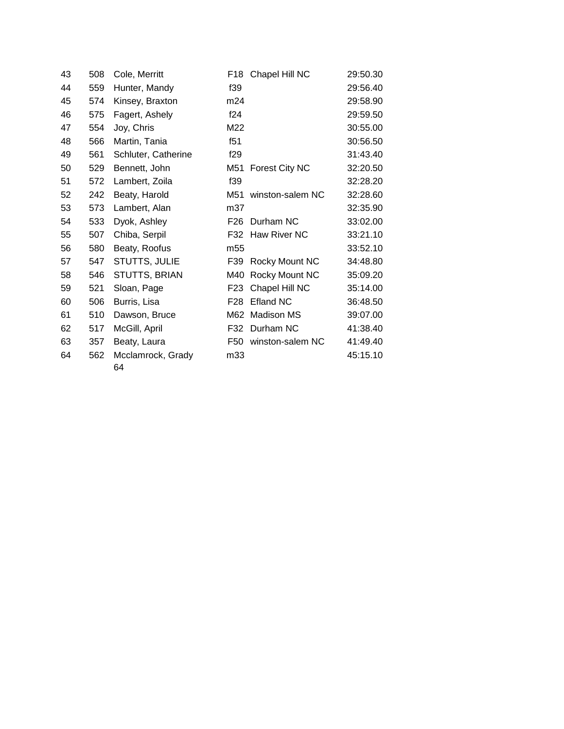| | | | | | |
|---|---|---|---|---|---|
| 43 | 508 | Cole, Merritt | F18 | Chapel Hill NC | 29:50.30 |
| 44 | 559 | Hunter, Mandy | f39 | | 29:56.40 |
| 45 | 574 | Kinsey, Braxton | m24 | | 29:58.90 |
| 46 | 575 | Fagert, Ashely | f24 | | 29:59.50 |
| 47 | 554 | Joy, Chris | M22 | | 30:55.00 |
| 48 | 566 | Martin, Tania | f51 | | 30:56.50 |
| 49 | 561 | Schluter, Catherine | f29 | | 31:43.40 |
| 50 | 529 | Bennett, John | M51 | Forest City NC | 32:20.50 |
| 51 | 572 | Lambert, Zoila | f39 | | 32:28.20 |
| 52 | 242 | Beaty, Harold | M51 | winston-salem NC | 32:28.60 |
| 53 | 573 | Lambert, Alan | m37 | | 32:35.90 |
| 54 | 533 | Dyok, Ashley | F26 | Durham NC | 33:02.00 |
| 55 | 507 | Chiba, Serpil | F32 | Haw River NC | 33:21.10 |
| 56 | 580 | Beaty, Roofus | m55 | | 33:52.10 |
| 57 | 547 | STUTTS, JULIE | F39 | Rocky Mount NC | 34:48.80 |
| 58 | 546 | STUTTS, BRIAN | M40 | Rocky Mount NC | 35:09.20 |
| 59 | 521 | Sloan, Page | F23 | Chapel Hill NC | 35:14.00 |
| 60 | 506 | Burris, Lisa | F28 | Efland NC | 36:48.50 |
| 61 | 510 | Dawson, Bruce | M62 | Madison MS | 39:07.00 |
| 62 | 517 | McGill, April | F32 | Durham NC | 41:38.40 |
| 63 | 357 | Beaty, Laura | F50 | winston-salem NC | 41:49.40 |
| 64 | 562 | Mcclamrock, Grady 64 | m33 | | 45:15.10 |